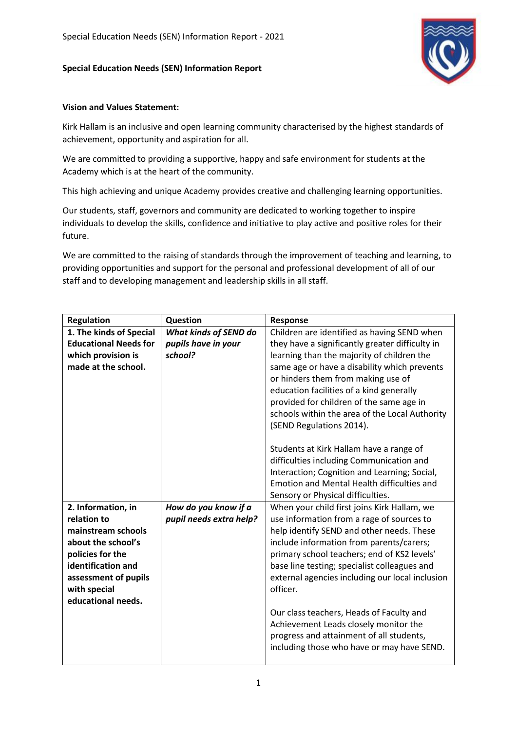# Special Education Needs (SEN) Information Report

**Vision and Values Statement:**

Kirk Hallam is an inclusive and open learning community characterised by the highest standards of achievement, opportunity and aspiration for all.

We are committed to providing a supportive, happy and safe environment for students at the Academy which is at the heart of the community.

This high achieving and unique Academy provides creative and challenging learning opportunities.

Our students, staff, governors and community are dedicated to working together to inspire individuals to develop the skills, confidence and initiative to play active and positive roles for their future.

We are committed to the raising of standards through the improvement of teaching and learning, to providing opportunities and support for the personal and professional development of all of our staff and to developing management and leadership skills in all staff.

| Regulation | Question | Response |
| --- | --- | --- |
| **1. The kinds of Special Educational Needs for which provision is made at the school.** | ***What kinds of SEND do pupils have in your school?*** | Children are identified as having SEND when they have a significantly greater difficulty in learning than the majority of children the same age or have a disability which prevents or hinders them from making use of education facilities of a kind generally provided for children of the same age in schools within the area of the Local Authority (SEND Regulations 2014).<br><br>Students at Kirk Hallam have a range of difficulties including Communication and Interaction; Cognition and Learning; Social, Emotion and Mental Health difficulties and Sensory or Physical difficulties. |
| **2. Information, in relation to mainstream schools about the school's policies for the identification and assessment of pupils with special educational needs.** | ***How do you know if a pupil needs extra help?*** | When your child first joins Kirk Hallam, we use information from a rage of sources to help identify SEND and other needs. These include information from parents/carers; primary school teachers; end of KS2 levels' base line testing; specialist colleagues and external agencies including our local inclusion officer.<br><br>Our class teachers, Heads of Faculty and Achievement Leads closely monitor the progress and attainment of all students, including those who have or may have SEND. |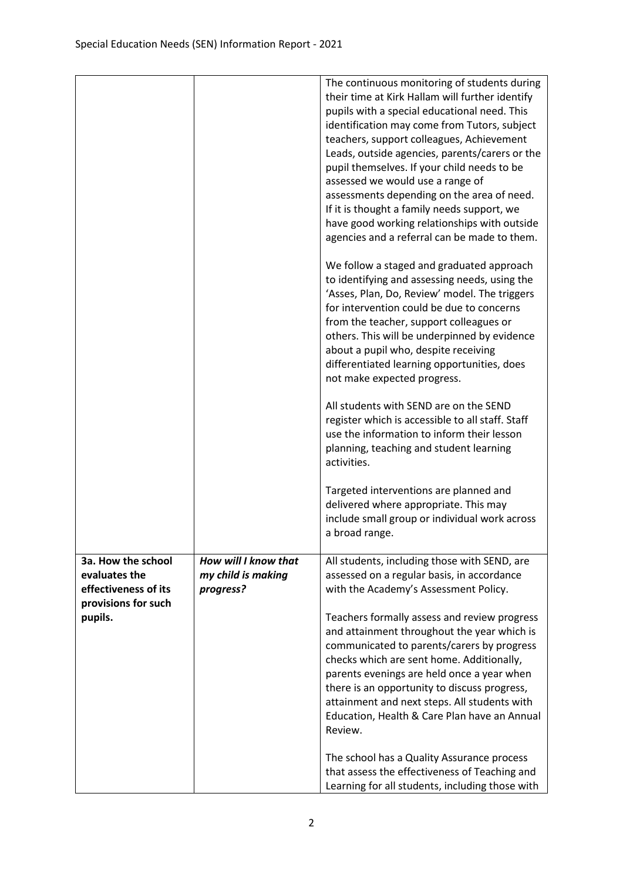| | | |
|---|---|---|
| | | The continuous monitoring of students during their time at Kirk Hallam will further identify pupils with a special educational need. This identification may come from Tutors, subject teachers, support colleagues, Achievement Leads, outside agencies, parents/carers or the pupil themselves. If your child needs to be assessed we would use a range of assessments depending on the area of need. If it is thought a family needs support, we have good working relationships with outside agencies and a referral can be made to them.<br><br>We follow a staged and graduated approach to identifying and assessing needs, using the 'Asses, Plan, Do, Review' model. The triggers for intervention could be due to concerns from the teacher, support colleagues or others. This will be underpinned by evidence about a pupil who, despite receiving differentiated learning opportunities, does not make expected progress.<br><br>All students with SEND are on the SEND register which is accessible to all staff. Staff use the information to inform their lesson planning, teaching and student learning activities.<br><br>Targeted interventions are planned and delivered where appropriate. This may include small group or individual work across a broad range. |
| **3a. How the school evaluates the effectiveness of its provisions for such pupils.** | ***How will I know that my child is making progress?*** | All students, including those with SEND, are assessed on a regular basis, in accordance with the Academy's Assessment Policy.<br><br>Teachers formally assess and review progress and attainment throughout the year which is communicated to parents/carers by progress checks which are sent home. Additionally, parents evenings are held once a year when there is an opportunity to discuss progress, attainment and next steps. All students with Education, Health & Care Plan have an Annual Review.<br><br>The school has a Quality Assurance process that assess the effectiveness of Teaching and Learning for all students, including those with |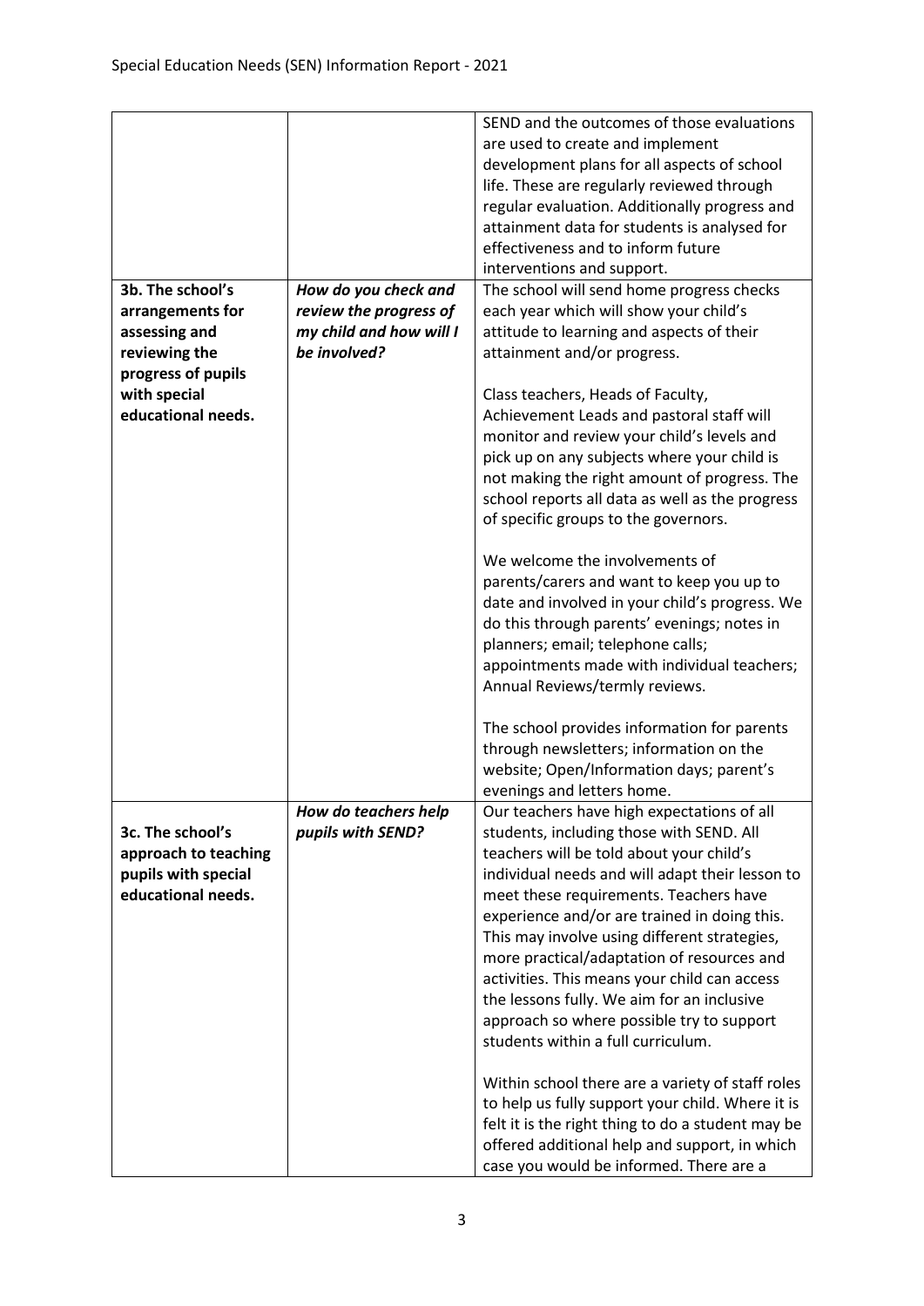| | | |
|---|---|---|
| | | SEND and the outcomes of those evaluations are used to create and implement development plans for all aspects of school life. These are regularly reviewed through regular evaluation. Additionally progress and attainment data for students is analysed for effectiveness and to inform future interventions and support. |
| **3b. The school's arrangements for assessing and reviewing the progress of pupils with special educational needs.** | ***How do you check and review the progress of my child and how will I be involved?*** | The school will send home progress checks each year which will show your child's attitude to learning and aspects of their attainment and/or progress.<br><br>Class teachers, Heads of Faculty, Achievement Leads and pastoral staff will monitor and review your child's levels and pick up on any subjects where your child is not making the right amount of progress. The school reports all data as well as the progress of specific groups to the governors.<br><br>We welcome the involvements of parents/carers and want to keep you up to date and involved in your child's progress. We do this through parents' evenings; notes in planners; email; telephone calls; appointments made with individual teachers; Annual Reviews/termly reviews.<br><br>The school provides information for parents through newsletters; information on the website; Open/Information days; parent's evenings and letters home. |
| **3c. The school's approach to teaching pupils with special educational needs.** | ***How do teachers help pupils with SEND?*** | Our teachers have high expectations of all students, including those with SEND. All teachers will be told about your child's individual needs and will adapt their lesson to meet these requirements. Teachers have experience and/or are trained in doing this. This may involve using different strategies, more practical/adaptation of resources and activities. This means your child can access the lessons fully. We aim for an inclusive approach so where possible try to support students within a full curriculum.<br><br>Within school there are a variety of staff roles to help us fully support your child. Where it is felt it is the right thing to do a student may be offered additional help and support, in which case you would be informed. There are a |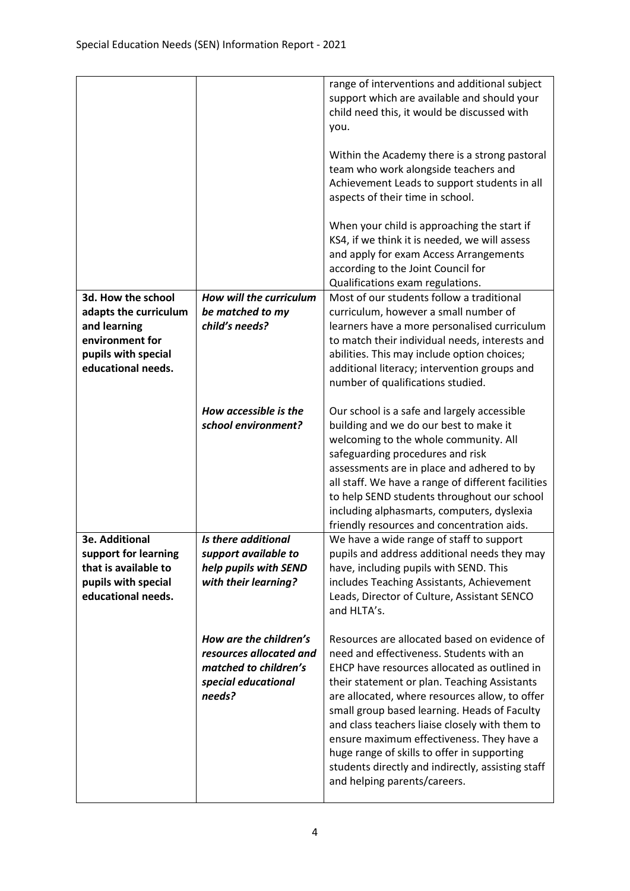| | | |
|---|---|---|
| | | range of interventions and additional subject support which are available and should your child need this, it would be discussed with you.<br><br>Within the Academy there is a strong pastoral team who work alongside teachers and Achievement Leads to support students in all aspects of their time in school.<br><br>When your child is approaching the start if KS4, if we think it is needed, we will assess and apply for exam Access Arrangements according to the Joint Council for Qualifications exam regulations. |
| **3d. How the school adapts the curriculum and learning environment for pupils with special educational needs.** | ***How will the curriculum be matched to my child's needs?*** | Most of our students follow a traditional curriculum, however a small number of learners have a more personalised curriculum to match their individual needs, interests and abilities. This may include option choices; additional literacy; intervention groups and number of qualifications studied. |
| | ***How accessible is the school environment?*** | Our school is a safe and largely accessible building and we do our best to make it welcoming to the whole community. All safeguarding procedures and risk assessments are in place and adhered to by all staff. We have a range of different facilities to help SEND students throughout our school including alphasmarts, computers, dyslexia friendly resources and concentration aids. |
| **3e. Additional support for learning that is available to pupils with special educational needs.** | ***Is there additional support available to help pupils with SEND with their learning?*** | We have a wide range of staff to support pupils and address additional needs they may have, including pupils with SEND. This includes Teaching Assistants, Achievement Leads, Director of Culture, Assistant SENCO and HLTA's. |
| | ***How are the children's resources allocated and matched to children's special educational needs?*** | Resources are allocated based on evidence of need and effectiveness. Students with an EHCP have resources allocated as outlined in their statement or plan. Teaching Assistants are allocated, where resources allow, to offer small group based learning. Heads of Faculty and class teachers liaise closely with them to ensure maximum effectiveness. They have a huge range of skills to offer in supporting students directly and indirectly, assisting staff and helping parents/careers. |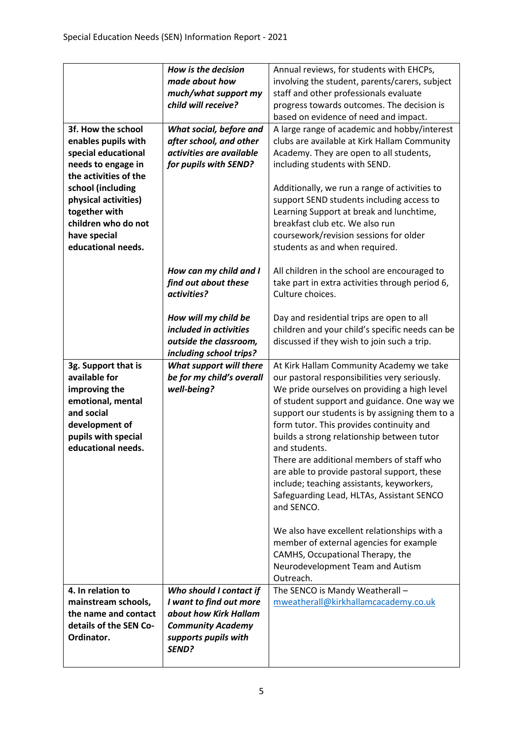| | | |
|---|---|---|
| | ***How is the decision made about how much/what support my child will receive?*** | Annual reviews, for students with EHCPs, involving the student, parents/carers, subject staff and other professionals evaluate progress towards outcomes. The decision is based on evidence of need and impact. |
| **3f. How the school enables pupils with special educational needs to engage in the activities of the school (including physical activities) together with children who do not have special educational needs.** | ***What social, before and after school, and other activities are available for pupils with SEND?*** | A large range of academic and hobby/interest clubs are available at Kirk Hallam Community Academy. They are open to all students, including students with SEND.<br><br>Additionally, we run a range of activities to support SEND students including access to Learning Support at break and lunchtime, breakfast club etc. We also run coursework/revision sessions for older students as and when required. |
| | ***How can my child and I find out about these activities?*** | All children in the school are encouraged to take part in extra activities through period 6, Culture choices. |
| | ***How will my child be included in activities outside the classroom, including school trips?*** | Day and residential trips are open to all children and your child's specific needs can be discussed if they wish to join such a trip. |
| **3g. Support that is available for improving the emotional, mental and social development of pupils with special educational needs.** | ***What support will there be for my child's overall well-being?*** | At Kirk Hallam Community Academy we take our pastoral responsibilities very seriously. We pride ourselves on providing a high level of student support and guidance. One way we support our students is by assigning them to a form tutor. This provides continuity and builds a strong relationship between tutor and students.<br>There are additional members of staff who are able to provide pastoral support, these include; teaching assistants, keyworkers, Safeguarding Lead, HLTAs, Assistant SENCO and SENCO.<br><br>We also have excellent relationships with a member of external agencies for example CAMHS, Occupational Therapy, the Neurodevelopment Team and Autism Outreach. |
| **4. In relation to mainstream schools, the name and contact details of the SEN Co-Ordinator.** | ***Who should I contact if I want to find out more about how Kirk Hallam Community Academy supports pupils with SEND?*** | The SENCO is Mandy Weatherall – mweatherall@kirkhallamcacademy.co.uk |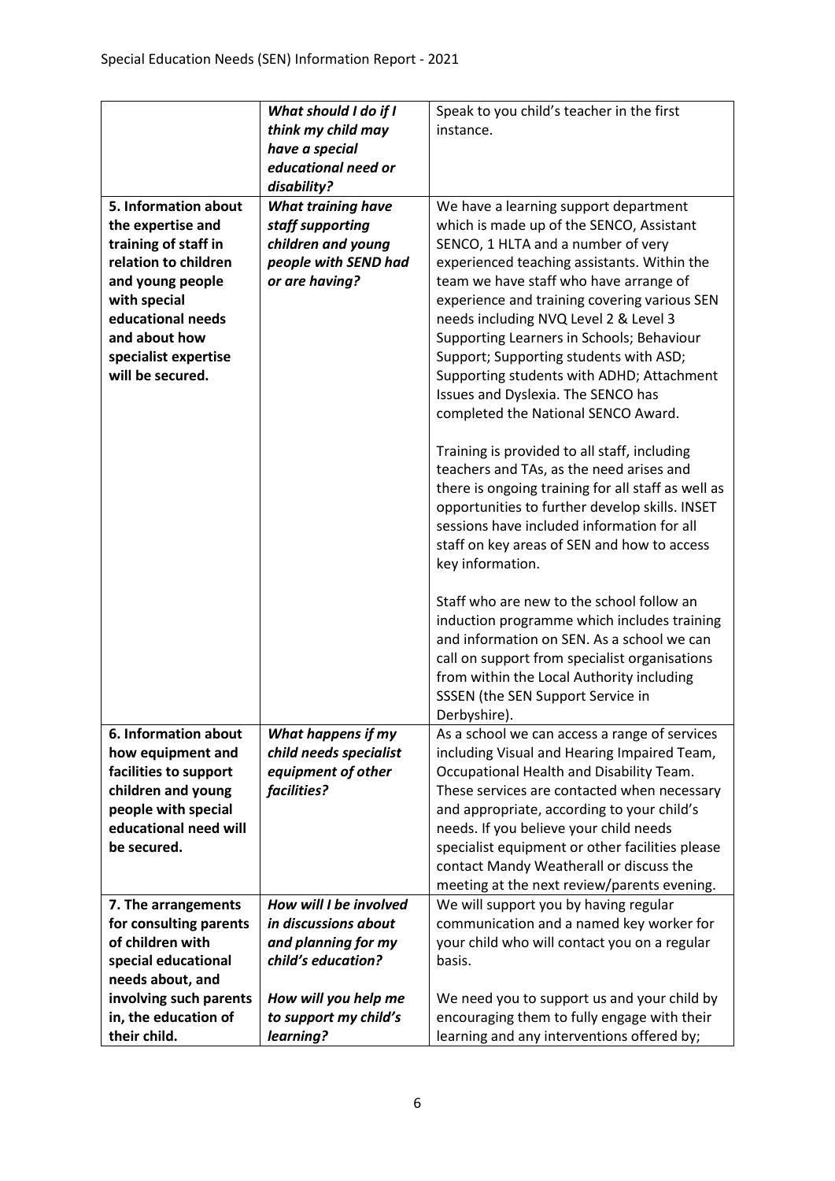| | | |
|---|---|---|
| | ***What should I do if I think my child may have a special educational need or disability?*** | Speak to you child's teacher in the first instance. |
| **5. Information about the expertise and training of staff in relation to children and young people with special educational needs and about how specialist expertise will be secured.** | ***What training have staff supporting children and young people with SEND had or are having?*** | We have a learning support department which is made up of the SENCO, Assistant SENCO, 1 HLTA and a number of very experienced teaching assistants. Within the team we have staff who have arrange of experience and training covering various SEN needs including NVQ Level 2 & Level 3 Supporting Learners in Schools; Behaviour Support; Supporting students with ASD; Supporting students with ADHD; Attachment Issues and Dyslexia. The SENCO has completed the National SENCO Award.<br><br>Training is provided to all staff, including teachers and TAs, as the need arises and there is ongoing training for all staff as well as opportunities to further develop skills. INSET sessions have included information for all staff on key areas of SEN and how to access key information.<br><br>Staff who are new to the school follow an induction programme which includes training and information on SEN. As a school we can call on support from specialist organisations from within the Local Authority including SSSEN (the SEN Support Service in Derbyshire). |
| **6. Information about how equipment and facilities to support children and young people with special educational need will be secured.** | ***What happens if my child needs specialist equipment of other facilities?*** | As a school we can access a range of services including Visual and Hearing Impaired Team, Occupational Health and Disability Team. These services are contacted when necessary and appropriate, according to your child's needs. If you believe your child needs specialist equipment or other facilities please contact Mandy Weatherall or discuss the meeting at the next review/parents evening. |
| **7. The arrangements for consulting parents of children with special educational needs about, and involving such parents in, the education of their child.** | ***How will I be involved in discussions about and planning for my child's education?***<br><br>***How will you help me to support my child's learning?*** | We will support you by having regular communication and a named key worker for your child who will contact you on a regular basis.<br><br>We need you to support us and your child by encouraging them to fully engage with their learning and any interventions offered by; |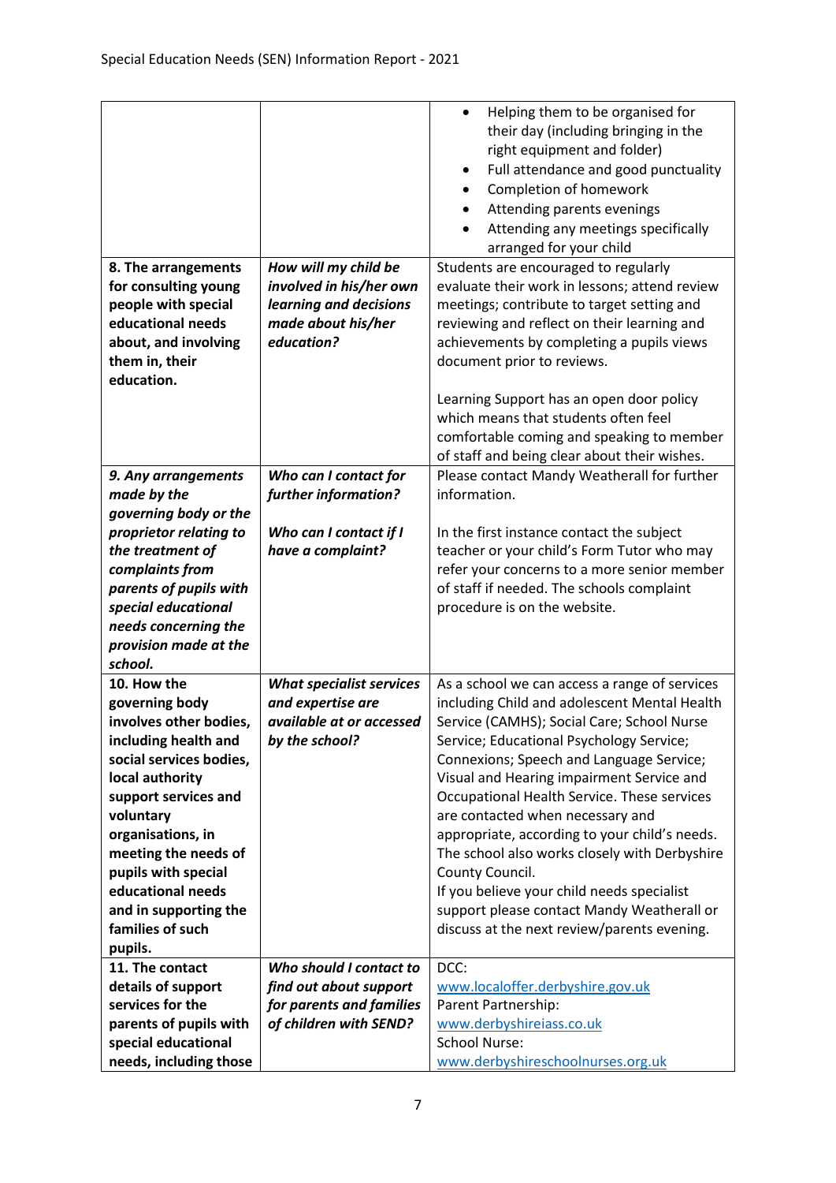| | | |
|---|---|---|
| | | • Helping them to be organised for their day (including bringing in the right equipment and folder)<br>• Full attendance and good punctuality<br>• Completion of homework<br>• Attending parents evenings<br>• Attending any meetings specifically arranged for your child |
| **8. The arrangements for consulting young people with special educational needs about, and involving them in, their education.** | ***How will my child be involved in his/her own learning and decisions made about his/her education?*** | Students are encouraged to regularly evaluate their work in lessons; attend review meetings; contribute to target setting and reviewing and reflect on their learning and achievements by completing a pupils views document prior to reviews.<br><br>Learning Support has an open door policy which means that students often feel comfortable coming and speaking to member of staff and being clear about their wishes. |
| ***9. Any arrangements made by the governing body or the proprietor relating to the treatment of complaints from parents of pupils with special educational needs concerning the provision made at the school.*** | ***Who can I contact for further information?***<br><br>***Who can I contact if I have a complaint?*** | Please contact Mandy Weatherall for further information.<br><br>In the first instance contact the subject teacher or your child's Form Tutor who may refer your concerns to a more senior member of staff if needed. The schools complaint procedure is on the website. |
| **10. How the governing body involves other bodies, including health and social services bodies, local authority support services and voluntary organisations, in meeting the needs of pupils with special educational needs and in supporting the families of such pupils.** | ***What specialist services and expertise are available at or accessed by the school?*** | As a school we can access a range of services including Child and adolescent Mental Health Service (CAMHS); Social Care; School Nurse Service; Educational Psychology Service; Connexions; Speech and Language Service; Visual and Hearing impairment Service and Occupational Health Service. These services are contacted when necessary and appropriate, according to your child's needs. The school also works closely with Derbyshire County Council.<br>If you believe your child needs specialist support please contact Mandy Weatherall or discuss at the next review/parents evening. |
| **11. The contact details of support services for the parents of pupils with special educational needs, including those** | ***Who should I contact to find out about support for parents and families of children with SEND?*** | DCC:<br>www.localoffer.derbyshire.gov.uk<br>Parent Partnership:<br>www.derbyshireiass.co.uk<br>School Nurse:<br>www.derbyshireschoolnurses.org.uk |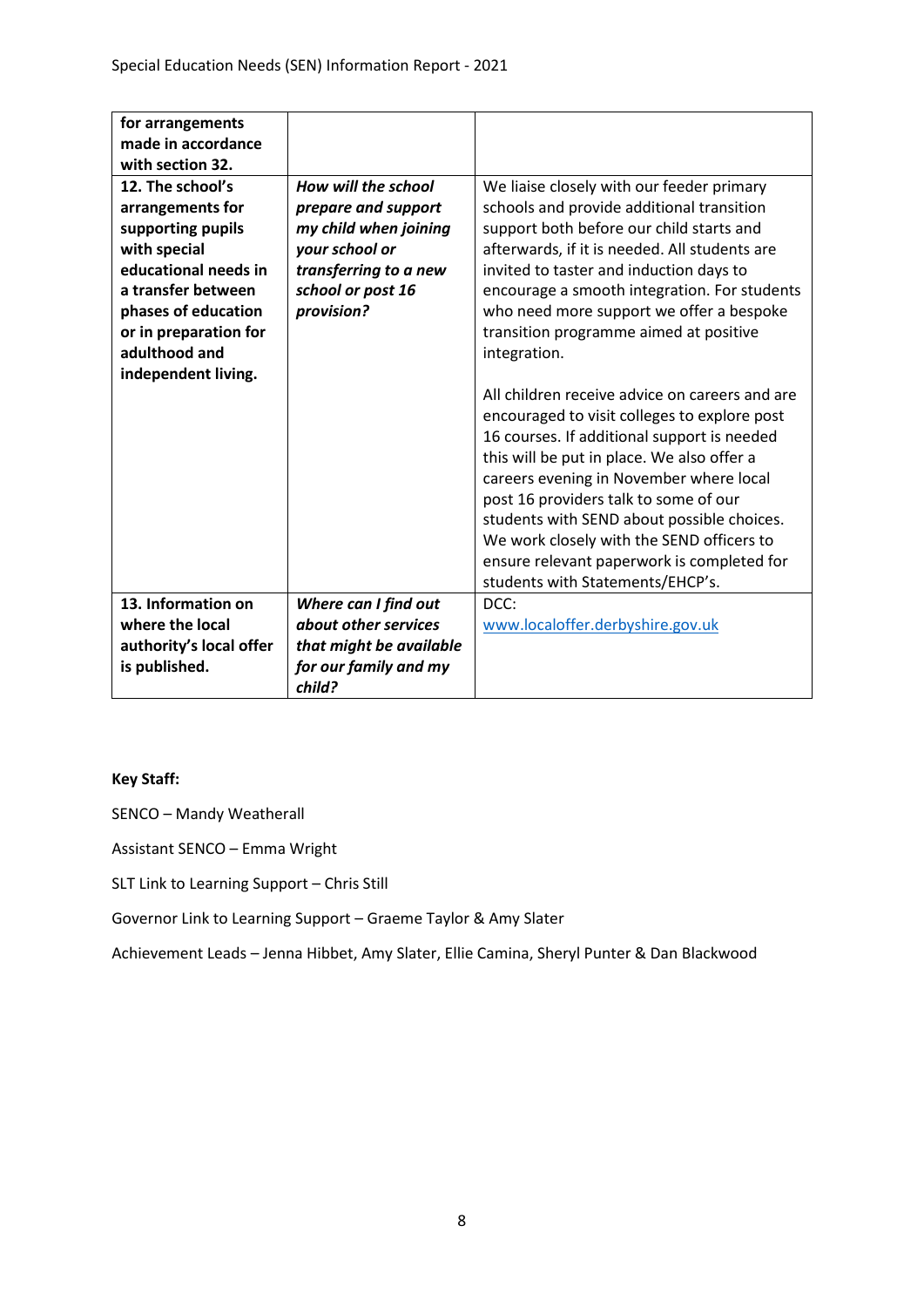| | | |
|---|---|---|
| **for arrangements made in accordance with section 32.** | | |
| **12. The school's arrangements for supporting pupils with special educational needs in a transfer between phases of education or in preparation for adulthood and independent living.** | ***How will the school prepare and support my child when joining your school or transferring to a new school or post 16 provision?*** | We liaise closely with our feeder primary schools and provide additional transition support both before our child starts and afterwards, if it is needed. All students are invited to taster and induction days to encourage a smooth integration. For students who need more support we offer a bespoke transition programme aimed at positive integration.<br><br>All children receive advice on careers and are encouraged to visit colleges to explore post 16 courses. If additional support is needed this will be put in place. We also offer a careers evening in November where local post 16 providers talk to some of our students with SEND about possible choices. We work closely with the SEND officers to ensure relevant paperwork is completed for students with Statements/EHCP's. |
| **13. Information on where the local authority's local offer is published.** | ***Where can I find out about other services that might be available for our family and my child?*** | DCC:<br>[www.localoffer.derbyshire.gov.uk](http://www.localoffer.derbyshire.gov.uk) |

**Key Staff:**

SENCO – Mandy Weatherall

Assistant SENCO – Emma Wright

SLT Link to Learning Support – Chris Still

Governor Link to Learning Support – Graeme Taylor & Amy Slater

Achievement Leads – Jenna Hibbet, Amy Slater, Ellie Camina, Sheryl Punter & Dan Blackwood